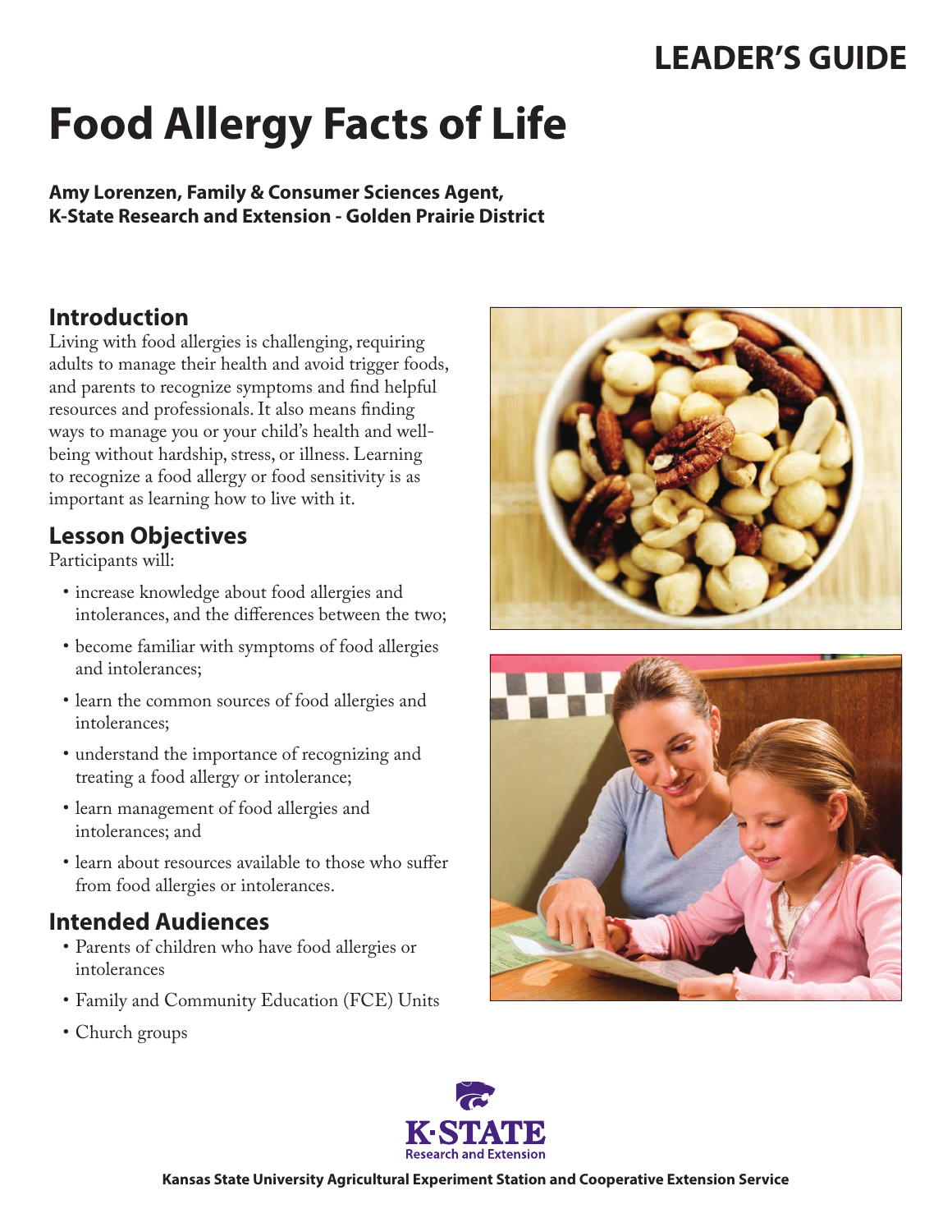LEADER'S GUIDE

# Food Allergy Facts of Life

**Amy Lorenzen, Family & Consumer Sciences Agent,**
**K-State Research and Extension - Golden Prairie District**

## Introduction

Living with food allergies is challenging, requiring adults to manage their health and avoid trigger foods, and parents to recognize symptoms and find helpful resources and professionals. It also means finding ways to manage you or your child's health and well-being without hardship, stress, or illness. Learning to recognize a food allergy or food sensitivity is as important as learning how to live with it.

## Lesson Objectives

Participants will:

- increase knowledge about food allergies and intolerances, and the differences between the two;
- become familiar with symptoms of food allergies and intolerances;
- learn the common sources of food allergies and intolerances;
- understand the importance of recognizing and treating a food allergy or intolerance;
- learn management of food allergies and intolerances; and
- learn about resources available to those who suffer from food allergies or intolerances.

## Intended Audiences

- Parents of children who have food allergies or intolerances
- Family and Community Education (FCE) Units
- Church groups

K-STATE Research and Extension

Kansas State University Agricultural Experiment Station and Cooperative Extension Service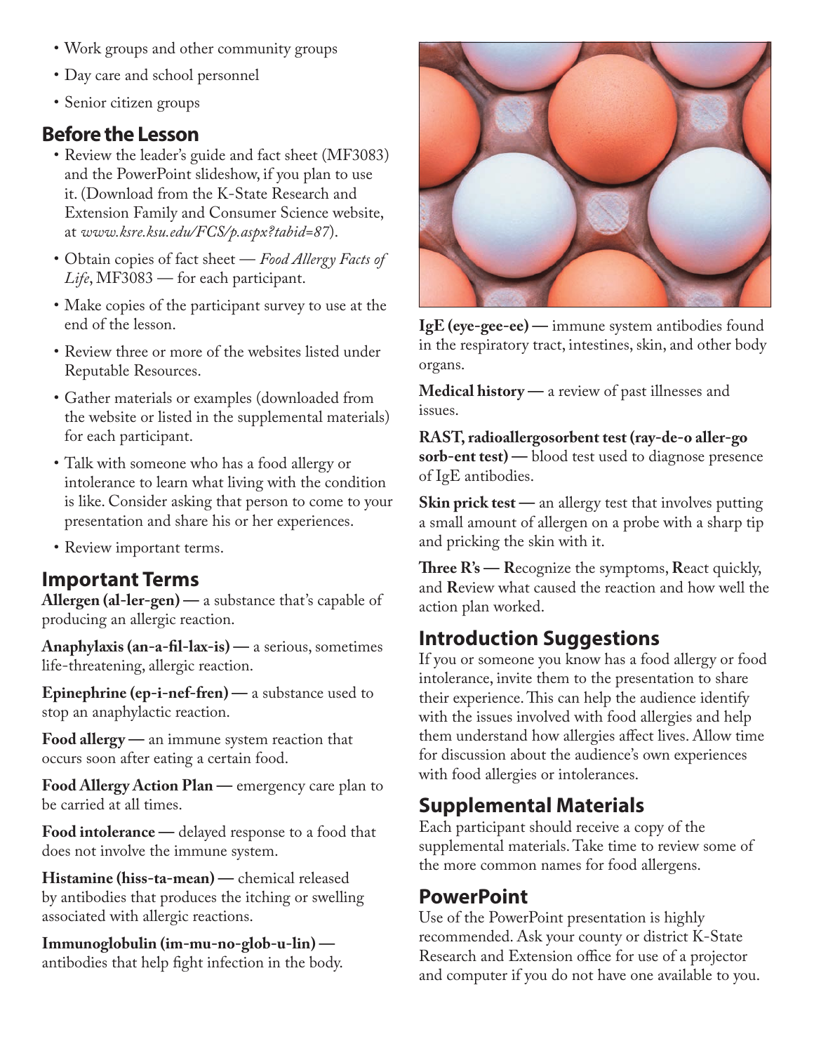- Work groups and other community groups
- Day care and school personnel
- Senior citizen groups

## Before the Lesson

- Review the leader's guide and fact sheet (MF3083) and the PowerPoint slideshow, if you plan to use it. (Download from the K-State Research and Extension Family and Consumer Science website, at *www.ksre.ksu.edu/FCS/p.aspx?tabid=87*).
- Obtain copies of fact sheet — *Food Allergy Facts of Life*, MF3083 — for each participant.
- Make copies of the participant survey to use at the end of the lesson.
- Review three or more of the websites listed under Reputable Resources.
- Gather materials or examples (downloaded from the website or listed in the supplemental materials) for each participant.
- Talk with someone who has a food allergy or intolerance to learn what living with the condition is like. Consider asking that person to come to your presentation and share his or her experiences.
- Review important terms.

## Important Terms

**Allergen (al-ler-gen) —** a substance that's capable of producing an allergic reaction.

**Anaphylaxis (an-a-fil-lax-is) —** a serious, sometimes life-threatening, allergic reaction.

**Epinephrine (ep-i-nef-fren) —** a substance used to stop an anaphylactic reaction.

**Food allergy —** an immune system reaction that occurs soon after eating a certain food.

**Food Allergy Action Plan —** emergency care plan to be carried at all times.

**Food intolerance —** delayed response to a food that does not involve the immune system.

**Histamine (hiss-ta-mean) —** chemical released by antibodies that produces the itching or swelling associated with allergic reactions.

**Immunoglobulin (im-mu-no-glob-u-lin) —** antibodies that help fight infection in the body.

**IgE (eye-gee-ee) —** immune system antibodies found in the respiratory tract, intestines, skin, and other body organs.

**Medical history —** a review of past illnesses and issues.

**RAST, radioallergosorbent test (ray-de-o aller-go sorb-ent test) —** blood test used to diagnose presence of IgE antibodies.

**Skin prick test —** an allergy test that involves putting a small amount of allergen on a probe with a sharp tip and pricking the skin with it.

**Three R's — R**ecognize the symptoms, **R**eact quickly, and **R**eview what caused the reaction and how well the action plan worked.

## Introduction Suggestions

If you or someone you know has a food allergy or food intolerance, invite them to the presentation to share their experience. This can help the audience identify with the issues involved with food allergies and help them understand how allergies affect lives. Allow time for discussion about the audience's own experiences with food allergies or intolerances.

## Supplemental Materials

Each participant should receive a copy of the supplemental materials. Take time to review some of the more common names for food allergens.

## PowerPoint

Use of the PowerPoint presentation is highly recommended. Ask your county or district K-State Research and Extension office for use of a projector and computer if you do not have one available to you.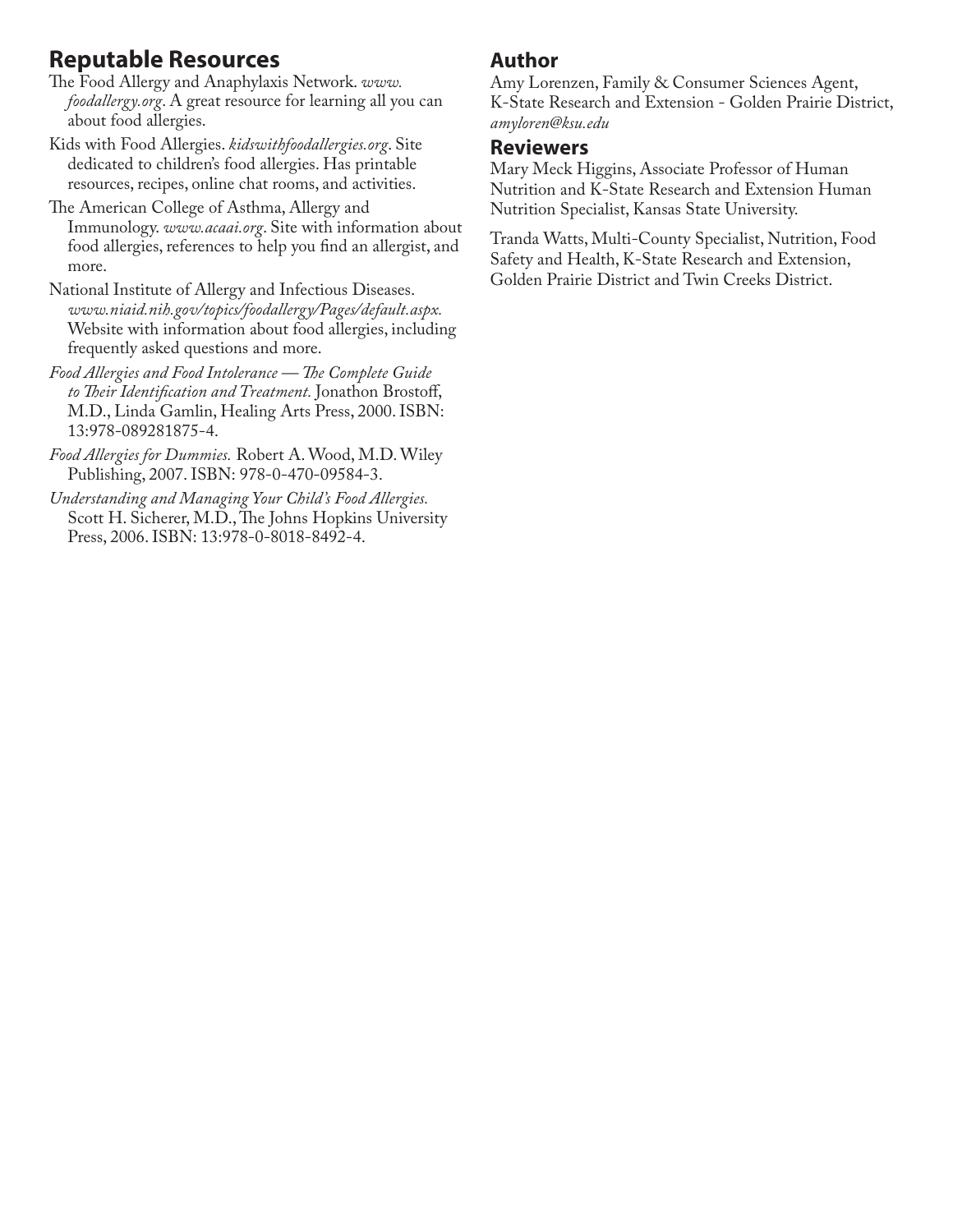## Reputable Resources

The Food Allergy and Anaphylaxis Network. *www.foodallergy.org*. A great resource for learning all you can about food allergies.

Kids with Food Allergies. *kidswithfoodallergies.org*. Site dedicated to children's food allergies. Has printable resources, recipes, online chat rooms, and activities.

The American College of Asthma, Allergy and Immunology. *www.acaai.org*. Site with information about food allergies, references to help you find an allergist, and more.

National Institute of Allergy and Infectious Diseases. *www.niaid.nih.gov/topics/foodallergy/Pages/default.aspx.* Website with information about food allergies, including frequently asked questions and more.

*Food Allergies and Food Intolerance — The Complete Guide to Their Identification and Treatment.* Jonathon Brostoff, M.D., Linda Gamlin, Healing Arts Press, 2000. ISBN: 13:978-089281875-4.

*Food Allergies for Dummies.* Robert A. Wood, M.D. Wiley Publishing, 2007. ISBN: 978-0-470-09584-3.

*Understanding and Managing Your Child's Food Allergies.* Scott H. Sicherer, M.D., The Johns Hopkins University Press, 2006. ISBN: 13:978-0-8018-8492-4.

## Author

Amy Lorenzen, Family & Consumer Sciences Agent, K-State Research and Extension - Golden Prairie District, *amyloren@ksu.edu*

## Reviewers

Mary Meck Higgins, Associate Professor of Human Nutrition and K-State Research and Extension Human Nutrition Specialist, Kansas State University.

Tranda Watts, Multi-County Specialist, Nutrition, Food Safety and Health, K-State Research and Extension, Golden Prairie District and Twin Creeks District.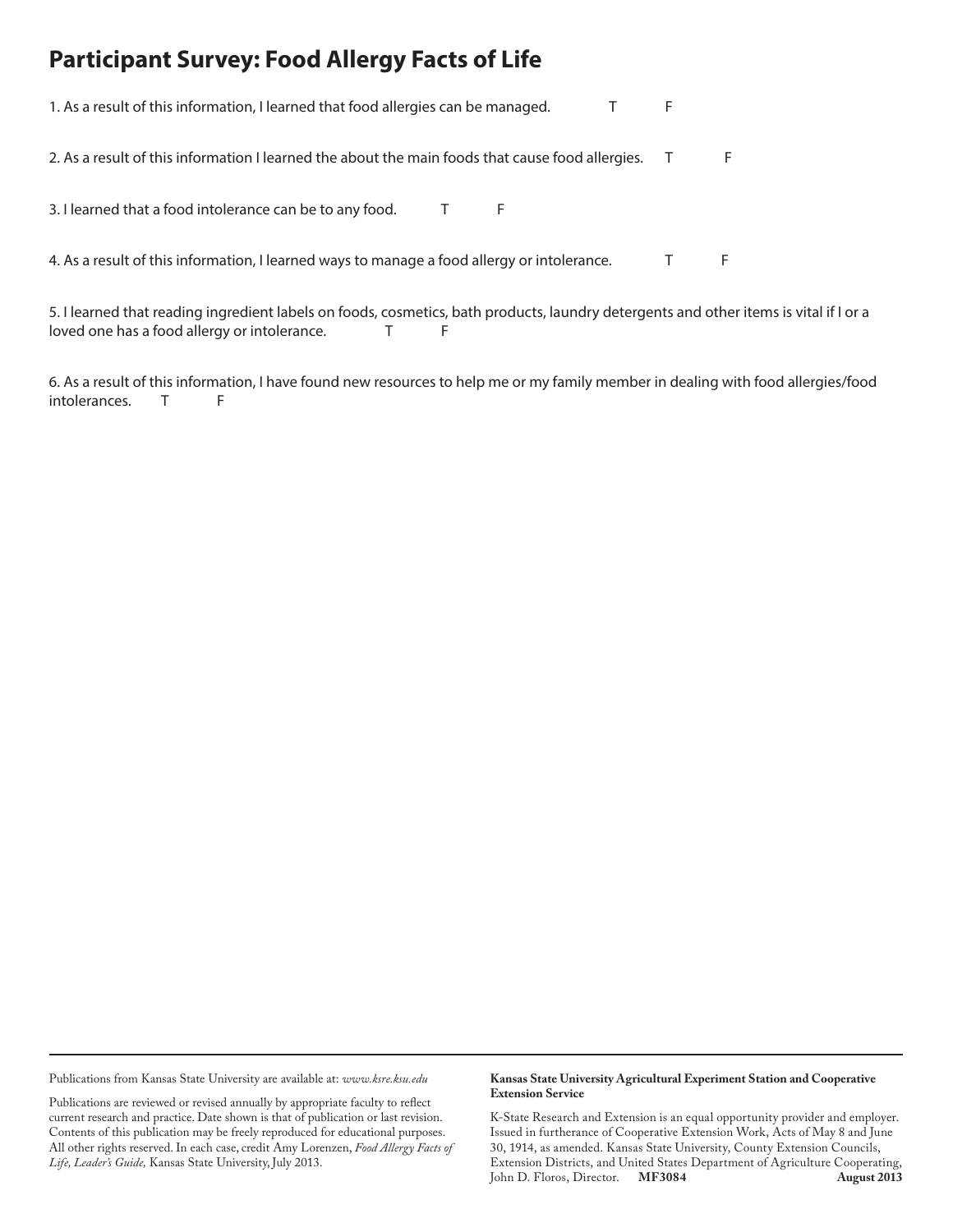# Participant Survey: Food Allergy Facts of Life

1. As a result of this information, I learned that food allergies can be managed. T F

2. As a result of this information I learned the about the main foods that cause food allergies. T F

3. I learned that a food intolerance can be to any food. T F

4. As a result of this information, I learned ways to manage a food allergy or intolerance. T F

5. I learned that reading ingredient labels on foods, cosmetics, bath products, laundry detergents and other items is vital if I or a loved one has a food allergy or intolerance. T F

6. As a result of this information, I have found new resources to help me or my family member in dealing with food allergies/food intolerances. T F

---

Publications from Kansas State University are available at: *www.ksre.ksu.edu*

Publications are reviewed or revised annually by appropriate faculty to reflect current research and practice. Date shown is that of publication or last revision. Contents of this publication may be freely reproduced for educational purposes. All other rights reserved. In each case, credit Amy Lorenzen, *Food Allergy Facts of Life, Leader's Guide,* Kansas State University, July 2013.

**Kansas State University Agricultural Experiment Station and Cooperative Extension Service**

K-State Research and Extension is an equal opportunity provider and employer. Issued in furtherance of Cooperative Extension Work, Acts of May 8 and June 30, 1914, as amended. Kansas State University, County Extension Councils, Extension Districts, and United States Department of Agriculture Cooperating, John D. Floros, Director. **MF3084** **August 2013**